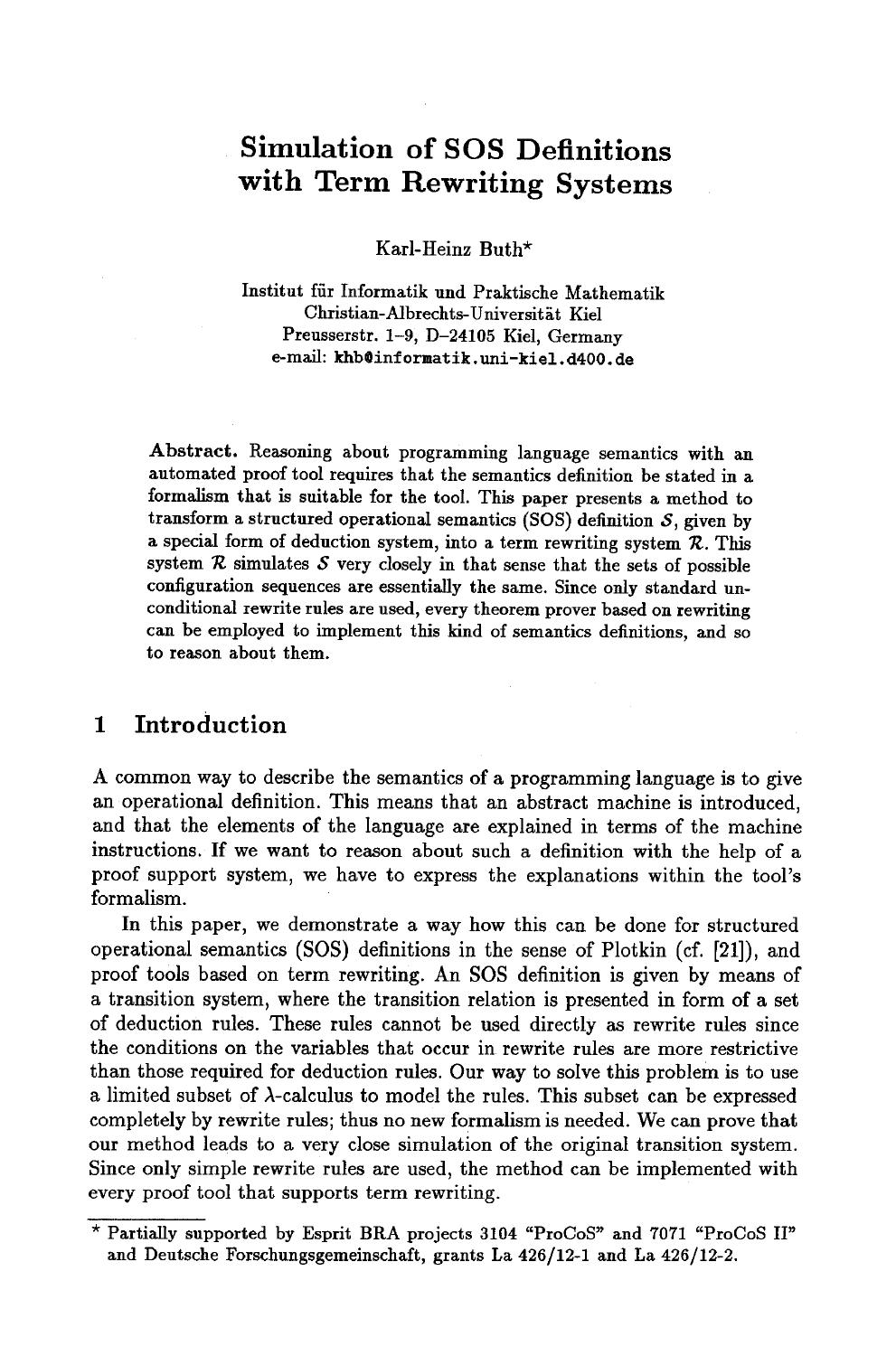# Simulation of SOS Definitions with Term Rewriting Systems

Karl-Heinz Buth*

Institut für Informatik und Praktische Mathematik
Christian-Albrechts-Universität Kiel
Preusserstr. 1–9, D–24105 Kiel, Germany
e-mail: khb@informatik.uni-kiel.d400.de

**Abstract.** Reasoning about programming language semantics with an automated proof tool requires that the semantics definition be stated in a formalism that is suitable for the tool. This paper presents a method to transform a structured operational semantics (SOS) definition $\mathcal{S}$, given by a special form of deduction system, into a term rewriting system $\mathcal{R}$. This system $\mathcal{R}$ simulates $\mathcal{S}$ very closely in that sense that the sets of possible configuration sequences are essentially the same. Since only standard unconditional rewrite rules are used, every theorem prover based on rewriting can be employed to implement this kind of semantics definitions, and so to reason about them.

## 1 Introduction

A common way to describe the semantics of a programming language is to give an operational definition. This means that an abstract machine is introduced, and that the elements of the language are explained in terms of the machine instructions. If we want to reason about such a definition with the help of a proof support system, we have to express the explanations within the tool's formalism.

In this paper, we demonstrate a way how this can be done for structured operational semantics (SOS) definitions in the sense of Plotkin (cf. [21]), and proof tools based on term rewriting. An SOS definition is given by means of a transition system, where the transition relation is presented in form of a set of deduction rules. These rules cannot be used directly as rewrite rules since the conditions on the variables that occur in rewrite rules are more restrictive than those required for deduction rules. Our way to solve this problem is to use a limited subset of $\lambda$-calculus to model the rules. This subset can be expressed completely by rewrite rules; thus no new formalism is needed. We can prove that our method leads to a very close simulation of the original transition system. Since only simple rewrite rules are used, the method can be implemented with every proof tool that supports term rewriting.

* Partially supported by Esprit BRA projects 3104 "ProCoS" and 7071 "ProCoS II" and Deutsche Forschungsgemeinschaft, grants La 426/12-1 and La 426/12-2.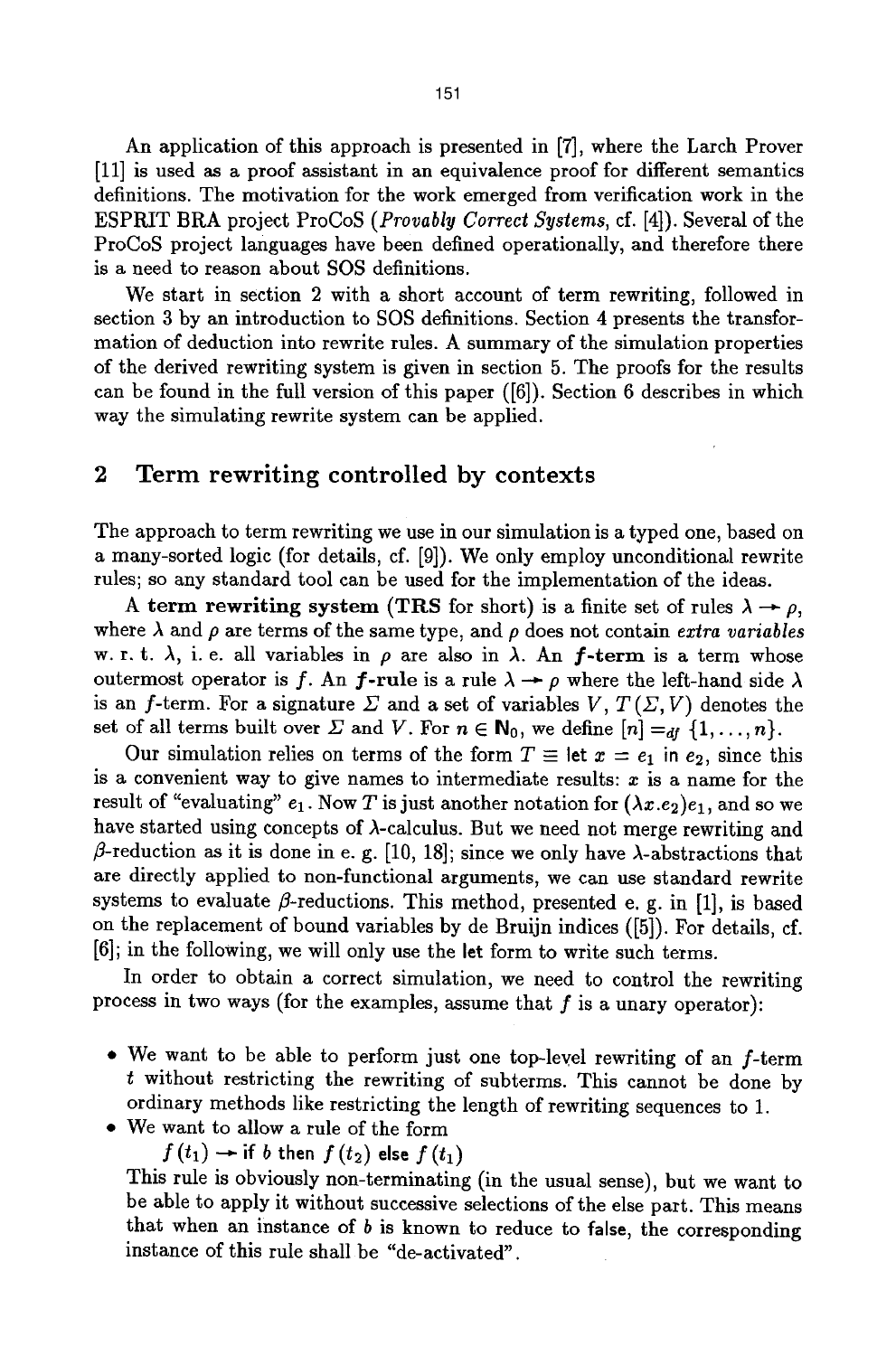An application of this approach is presented in [7], where the Larch Prover [11] is used as a proof assistant in an equivalence proof for different semantics definitions. The motivation for the work emerged from verification work in the ESPRIT BRA project ProCoS (*Provably Correct Systems*, cf. [4]). Several of the ProCoS project languages have been defined operationally, and therefore there is a need to reason about SOS definitions.

We start in section 2 with a short account of term rewriting, followed in section 3 by an introduction to SOS definitions. Section 4 presents the transformation of deduction into rewrite rules. A summary of the simulation properties of the derived rewriting system is given in section 5. The proofs for the results can be found in the full version of this paper ([6]). Section 6 describes in which way the simulating rewrite system can be applied.

## 2 Term rewriting controlled by contexts

The approach to term rewriting we use in our simulation is a typed one, based on a many-sorted logic (for details, cf. [9]). We only employ unconditional rewrite rules; so any standard tool can be used for the implementation of the ideas.

A **term rewriting system** (**TRS** for short) is a finite set of rules $\lambda \twoheadrightarrow \rho$, where $\lambda$ and $\rho$ are terms of the same type, and $\rho$ does not contain *extra variables* w. r. t. $\lambda$, i. e. all variables in $\rho$ are also in $\lambda$. An $\boldsymbol{f}$**-term** is a term whose outermost operator is $f$. An $\boldsymbol{f}$**-rule** is a rule $\lambda \twoheadrightarrow \rho$ where the left-hand side $\lambda$ is an $f$-term. For a signature $\Sigma$ and a set of variables $V$, $T(\Sigma, V)$ denotes the set of all terms built over $\Sigma$ and $V$. For $n \in \mathbf{N}_0$, we define $[n] =_{df} \{1, \ldots, n\}$.

Our simulation relies on terms of the form $T \equiv \mathsf{let}\ x = e_1\ \mathsf{in}\ e_2$, since this is a convenient way to give names to intermediate results: $x$ is a name for the result of "evaluating" $e_1$. Now $T$ is just another notation for $(\lambda x.e_2)e_1$, and so we have started using concepts of $\lambda$-calculus. But we need not merge rewriting and $\beta$-reduction as it is done in e. g. [10, 18]; since we only have $\lambda$-abstractions that are directly applied to non-functional arguments, we can use standard rewrite systems to evaluate $\beta$-reductions. This method, presented e. g. in [1], is based on the replacement of bound variables by de Bruijn indices ([5]). For details, cf. [6]; in the following, we will only use the let form to write such terms.

In order to obtain a correct simulation, we need to control the rewriting process in two ways (for the examples, assume that $f$ is a unary operator):

- We want to be able to perform just one top-level rewriting of an $f$-term $t$ without restricting the rewriting of subterms. This cannot be done by ordinary methods like restricting the length of rewriting sequences to 1.
- We want to allow a rule of the form
  $f(t_1) \twoheadrightarrow \mathsf{if}\ b\ \mathsf{then}\ f(t_2)\ \mathsf{else}\ f(t_1)$
  This rule is obviously non-terminating (in the usual sense), but we want to be able to apply it without successive selections of the else part. This means that when an instance of $b$ is known to reduce to false, the corresponding instance of this rule shall be "de-activated".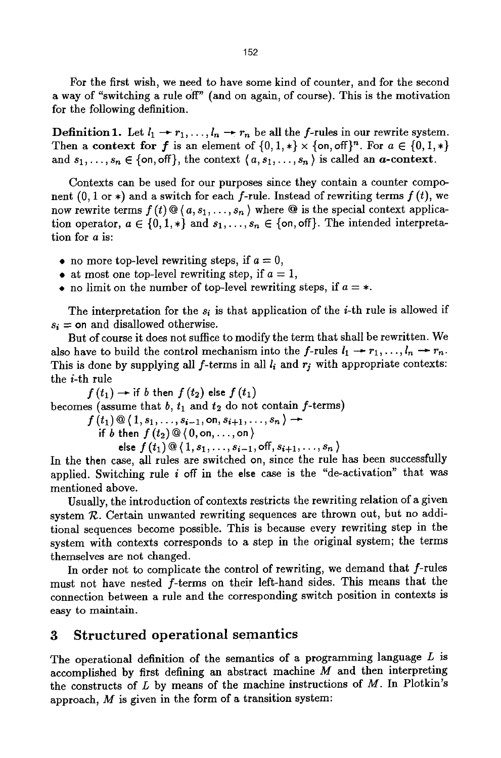For the first wish, we need to have some kind of counter, and for the second a way of "switching a rule off" (and on again, of course). This is the motivation for the following definition.

**Definition 1.** Let $l_1 \twoheadrightarrow r_1, \ldots, l_n \twoheadrightarrow r_n$ be all the $f$-rules in our rewrite system. Then a **context for** $f$ is an element of $\{0, 1, *\} \times \{\mathsf{on}, \mathsf{off}\}^n$. For $a \in \{0, 1, *\}$ and $s_1, \ldots, s_n \in \{\mathsf{on}, \mathsf{off}\}$, the context $\langle a, s_1, \ldots, s_n \rangle$ is called an **$a$-context**.

Contexts can be used for our purposes since they contain a counter component (0, 1 or $*$) and a switch for each $f$-rule. Instead of rewriting terms $f(t)$, we now rewrite terms $f(t) @ \langle a, s_1, \ldots, s_n \rangle$ where @ is the special context application operator, $a \in \{0, 1, *\}$ and $s_1, \ldots, s_n \in \{\mathsf{on}, \mathsf{off}\}$. The intended interpretation for $a$ is:

- no more top-level rewriting steps, if $a = 0$,
- at most one top-level rewriting step, if $a = 1$,
- no limit on the number of top-level rewriting steps, if $a = *$.

The interpretation for the $s_i$ is that application of the $i$-th rule is allowed if $s_i = \mathsf{on}$ and disallowed otherwise.

But of course it does not suffice to modify the term that shall be rewritten. We also have to build the control mechanism into the $f$-rules $l_1 \twoheadrightarrow r_1, \ldots, l_n \twoheadrightarrow r_n$. This is done by supplying all $f$-terms in all $l_i$ and $r_j$ with appropriate contexts: the $i$-th rule

$$f(t_1) \twoheadrightarrow \mathsf{if}\ b\ \mathsf{then}\ f(t_2)\ \mathsf{else}\ f(t_1)$$

becomes (assume that $b$, $t_1$ and $t_2$ do not contain $f$-terms)

$$\begin{aligned}
&f(t_1) @ \langle 1, s_1, \ldots, s_{i-1}, \mathsf{on}, s_{i+1}, \ldots, s_n \rangle \twoheadrightarrow \\
&\quad \mathsf{if}\ b\ \mathsf{then}\ f(t_2) @ \langle 0, \mathsf{on}, \ldots, \mathsf{on} \rangle \\
&\qquad \mathsf{else}\ f(t_1) @ \langle 1, s_1, \ldots, s_{i-1}, \mathsf{off}, s_{i+1}, \ldots, s_n \rangle
\end{aligned}$$

In the then case, all rules are switched on, since the rule has been successfully applied. Switching rule $i$ off in the else case is the "de-activation" that was mentioned above.

Usually, the introduction of contexts restricts the rewriting relation of a given system $\mathcal{R}$. Certain unwanted rewriting sequences are thrown out, but no additional sequences become possible. This is because every rewriting step in the system with contexts corresponds to a step in the original system; the terms themselves are not changed.

In order not to complicate the control of rewriting, we demand that $f$-rules must not have nested $f$-terms on their left-hand sides. This means that the connection between a rule and the corresponding switch position in contexts is easy to maintain.

## 3 Structured operational semantics

The operational definition of the semantics of a programming language $L$ is accomplished by first defining an abstract machine $M$ and then interpreting the constructs of $L$ by means of the machine instructions of $M$. In Plotkin's approach, $M$ is given in the form of a transition system: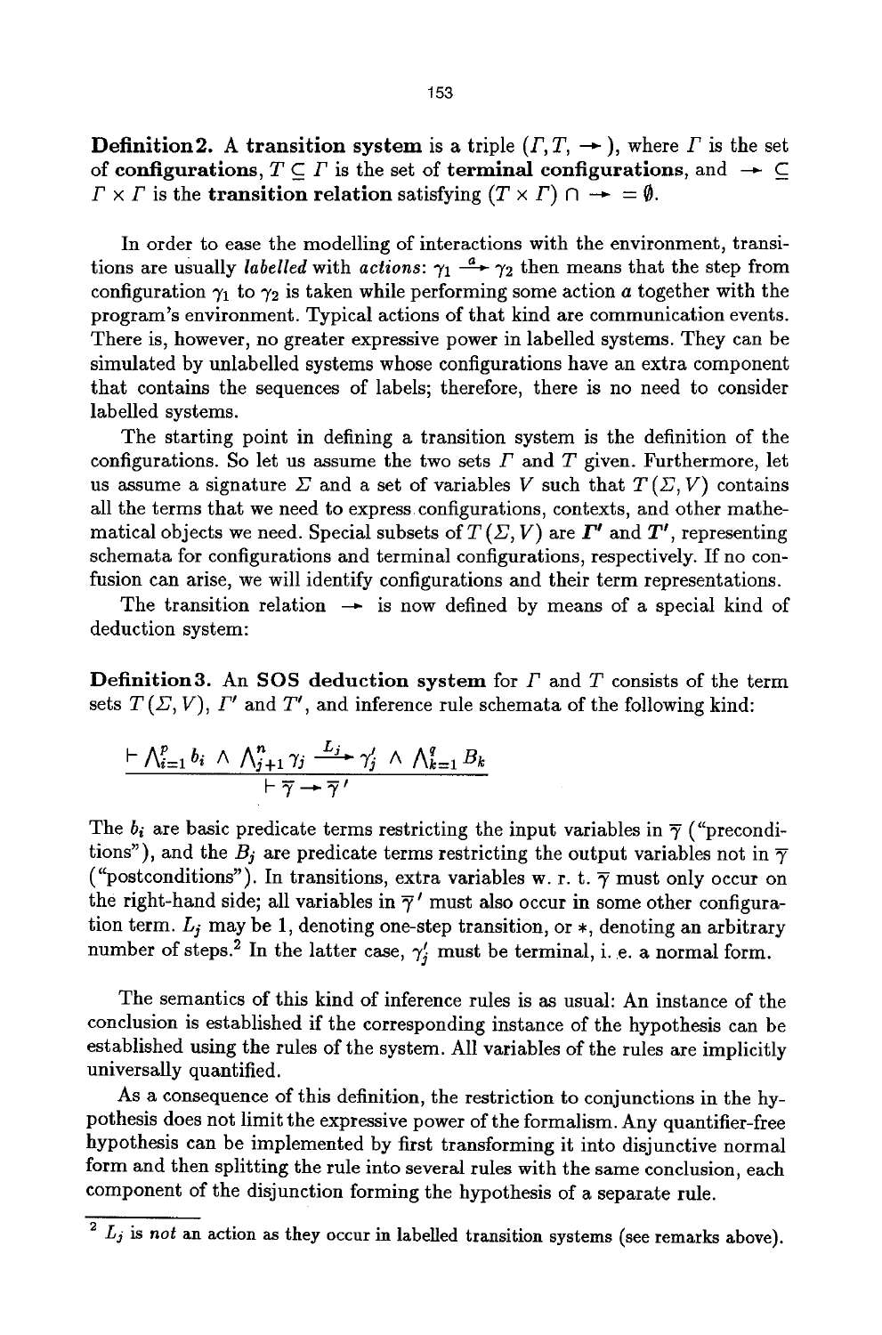**Definition 2.** A **transition system** is a triple $(\Gamma, T, \twoheadrightarrow)$, where $\Gamma$ is the set of **configurations**, $T \subseteq \Gamma$ is the set of **terminal configurations**, and $\twoheadrightarrow \subseteq \Gamma \times \Gamma$ is the **transition relation** satisfying $(T \times \Gamma) \cap \twoheadrightarrow = \emptyset$.

In order to ease the modelling of interactions with the environment, transitions are usually *labelled* with *actions*: $\gamma_1 \xrightarrow{a} \gamma_2$ then means that the step from configuration $\gamma_1$ to $\gamma_2$ is taken while performing some action $a$ together with the program's environment. Typical actions of that kind are communication events. There is, however, no greater expressive power in labelled systems. They can be simulated by unlabelled systems whose configurations have an extra component that contains the sequences of labels; therefore, there is no need to consider labelled systems.

The starting point in defining a transition system is the definition of the configurations. So let us assume the two sets $\Gamma$ and $T$ given. Furthermore, let us assume a signature $\Sigma$ and a set of variables $V$ such that $T(\Sigma, V)$ contains all the terms that we need to express configurations, contexts, and other mathematical objects we need. Special subsets of $T(\Sigma, V)$ are $\boldsymbol{\Gamma'}$ and $\boldsymbol{T'}$, representing schemata for configurations and terminal configurations, respectively. If no confusion can arise, we will identify configurations and their term representations.

The transition relation $\twoheadrightarrow$ is now defined by means of a special kind of deduction system:

**Definition 3.** An **SOS deduction system** for $\Gamma$ and $T$ consists of the term sets $T(\Sigma, V)$, $\Gamma'$ and $T'$, and inference rule schemata of the following kind:

$$\frac{\vdash \bigwedge_{i=1}^{p} b_i \;\wedge\; \bigwedge_{j+1}^{n} \gamma_j \xrightarrow{L_j} \gamma_j' \;\wedge\; \bigwedge_{k=1}^{q} B_k}{\vdash \overline{\gamma} \twoheadrightarrow \overline{\gamma}\,'}$$

The $b_i$ are basic predicate terms restricting the input variables in $\overline{\gamma}$ ("preconditions"), and the $B_j$ are predicate terms restricting the output variables not in $\overline{\gamma}$ ("postconditions"). In transitions, extra variables w. r. t. $\overline{\gamma}$ must only occur on the right-hand side; all variables in $\overline{\gamma}\,'$ must also occur in some other configuration term. $L_j$ may be 1, denoting one-step transition, or $*$, denoting an arbitrary number of steps.[2] In the latter case, $\gamma_j'$ must be terminal, i. e. a normal form.

The semantics of this kind of inference rules is as usual: An instance of the conclusion is established if the corresponding instance of the hypothesis can be established using the rules of the system. All variables of the rules are implicitly universally quantified.

As a consequence of this definition, the restriction to conjunctions in the hypothesis does not limit the expressive power of the formalism. Any quantifier-free hypothesis can be implemented by first transforming it into disjunctive normal form and then splitting the rule into several rules with the same conclusion, each component of the disjunction forming the hypothesis of a separate rule.

---

[2] $L_j$ is *not* an action as they occur in labelled transition systems (see remarks above).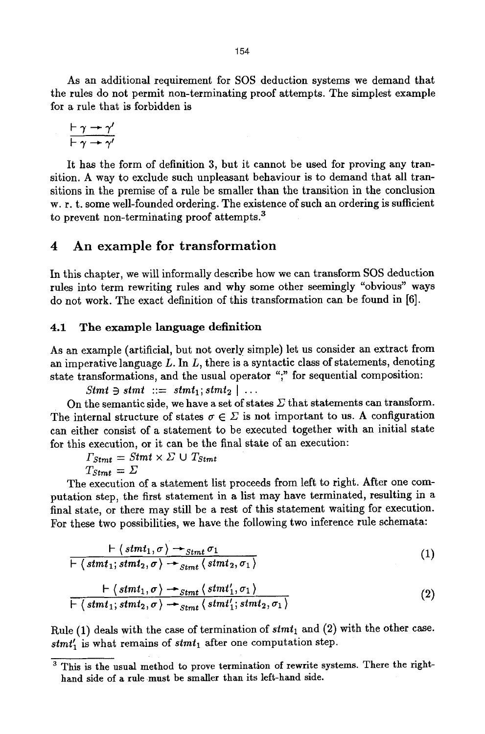As an additional requirement for SOS deduction systems we demand that the rules do not permit non-terminating proof attempts. The simplest example for a rule that is forbidden is

$$\frac{\vdash \gamma \twoheadrightarrow \gamma'}{\vdash \gamma \twoheadrightarrow \gamma'}$$

It has the form of definition 3, but it cannot be used for proving any transition. A way to exclude such unpleasant behaviour is to demand that all transitions in the premise of a rule be smaller than the transition in the conclusion w. r. t. some well-founded ordering. The existence of such an ordering is sufficient to prevent non-terminating proof attempts.[3]

# 4 An example for transformation

In this chapter, we will informally describe how we can transform SOS deduction rules into term rewriting rules and why some other seemingly "obvious" ways do not work. The exact definition of this transformation can be found in [6].

## 4.1 The example language definition

As an example (artificial, but not overly simple) let us consider an extract from an imperative language $L$. In $L$, there is a syntactic class of statements, denoting state transformations, and the usual operator ";" for sequential composition:

$Stmt \ni stmt ::= stmt_1; stmt_2 \mid \ldots$

On the semantic side, we have a set of states $\Sigma$ that statements can transform. The internal structure of states $\sigma \in \Sigma$ is not important to us. A configuration can either consist of a statement to be executed together with an initial state for this execution, or it can be the final state of an execution:

$\Gamma_{Stmt} = Stmt \times \Sigma \cup T_{Stmt}$

$T_{Stmt} = \Sigma$

The execution of a statement list proceeds from left to right. After one computation step, the first statement in a list may have terminated, resulting in a final state, or there may still be a rest of this statement waiting for execution. For these two possibilities, we have the following two inference rule schemata:

$$\frac{\vdash \langle stmt_1, \sigma \rangle \twoheadrightarrow_{Stmt} \sigma_1}{\vdash \langle stmt_1; stmt_2, \sigma \rangle \twoheadrightarrow_{Stmt} \langle stmt_2, \sigma_1 \rangle} \tag{1}$$

$$\frac{\vdash \langle stmt_1, \sigma \rangle \twoheadrightarrow_{Stmt} \langle stmt_1', \sigma_1 \rangle}{\vdash \langle stmt_1; stmt_2, \sigma \rangle \twoheadrightarrow_{Stmt} \langle stmt_1'; stmt_2, \sigma_1 \rangle} \tag{2}$$

Rule (1) deals with the case of termination of $stmt_1$ and (2) with the other case. $stmt_1'$ is what remains of $stmt_1$ after one computation step.

[3] This is the usual method to prove termination of rewrite systems. There the right-hand side of a rule must be smaller than its left-hand side.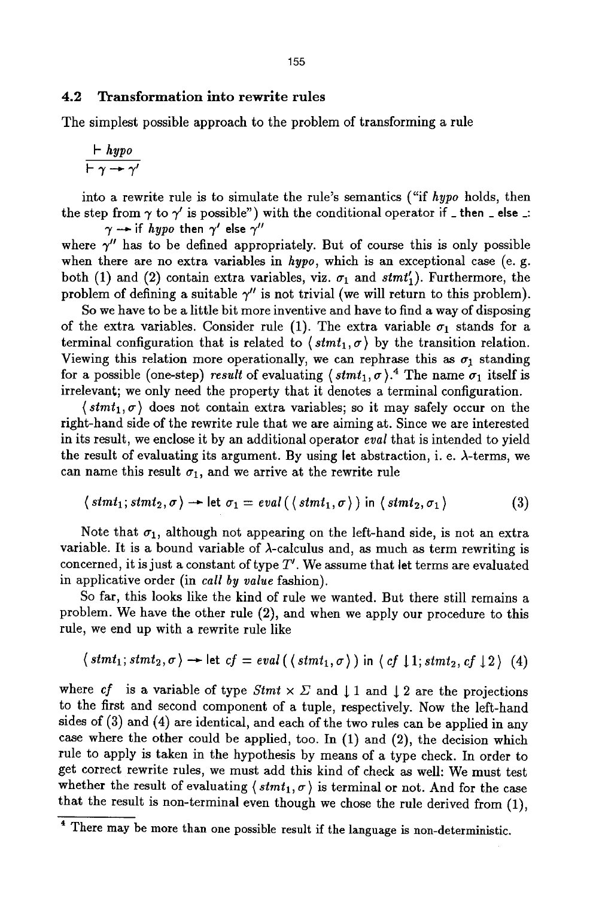## 4.2 Transformation into rewrite rules

The simplest possible approach to the problem of transforming a rule

$$\frac{\vdash hypo}{\vdash \gamma \twoheadrightarrow \gamma'}$$

into a rewrite rule is to simulate the rule's semantics ("if *hypo* holds, then the step from $\gamma$ to $\gamma'$ is possible") with the conditional operator if _ then _ else _:

$$\gamma \twoheadrightarrow \text{if } hypo \text{ then } \gamma' \text{ else } \gamma''$$

where $\gamma''$ has to be defined appropriately. But of course this is only possible when there are no extra variables in *hypo*, which is an exceptional case (e. g. both (1) and (2) contain extra variables, viz. $\sigma_1$ and $stmt_1'$). Furthermore, the problem of defining a suitable $\gamma''$ is not trivial (we will return to this problem).

So we have to be a little bit more inventive and have to find a way of disposing of the extra variables. Consider rule (1). The extra variable $\sigma_1$ stands for a terminal configuration that is related to $\langle stmt_1, \sigma \rangle$ by the transition relation. Viewing this relation more operationally, we can rephrase this as $\sigma_1$ standing for a possible (one-step) *result* of evaluating $\langle stmt_1, \sigma \rangle$.[4] The name $\sigma_1$ itself is irrelevant; we only need the property that it denotes a terminal configuration.

$\langle stmt_1, \sigma \rangle$ does not contain extra variables; so it may safely occur on the right-hand side of the rewrite rule that we are aiming at. Since we are interested in its result, we enclose it by an additional operator *eval* that is intended to yield the result of evaluating its argument. By using let abstraction, i. e. $\lambda$-terms, we can name this result $\sigma_1$, and we arrive at the rewrite rule

$$\langle stmt_1; stmt_2, \sigma \rangle \twoheadrightarrow \text{let } \sigma_1 = eval(\langle stmt_1, \sigma \rangle) \text{ in } \langle stmt_2, \sigma_1 \rangle \tag{3}$$

Note that $\sigma_1$, although not appearing on the left-hand side, is not an extra variable. It is a bound variable of $\lambda$-calculus and, as much as term rewriting is concerned, it is just a constant of type $T'$. We assume that let terms are evaluated in applicative order (in *call by value* fashion).

So far, this looks like the kind of rule we wanted. But there still remains a problem. We have the other rule (2), and when we apply our procedure to this rule, we end up with a rewrite rule like

$$\langle stmt_1; stmt_2, \sigma \rangle \twoheadrightarrow \text{let } cf = eval(\langle stmt_1, \sigma \rangle) \text{ in } \langle cf \downarrow 1; stmt_2, cf \downarrow 2 \rangle \tag{4}$$

where $cf$ is a variable of type $Stmt \times \Sigma$ and $\downarrow 1$ and $\downarrow 2$ are the projections to the first and second component of a tuple, respectively. Now the left-hand sides of (3) and (4) are identical, and each of the two rules can be applied in any case where the other could be applied, too. In (1) and (2), the decision which rule to apply is taken in the hypothesis by means of a type check. In order to get correct rewrite rules, we must add this kind of check as well: We must test whether the result of evaluating $\langle stmt_1, \sigma \rangle$ is terminal or not. And for the case that the result is non-terminal even though we chose the rule derived from (1),

[4] There may be more than one possible result if the language is non-deterministic.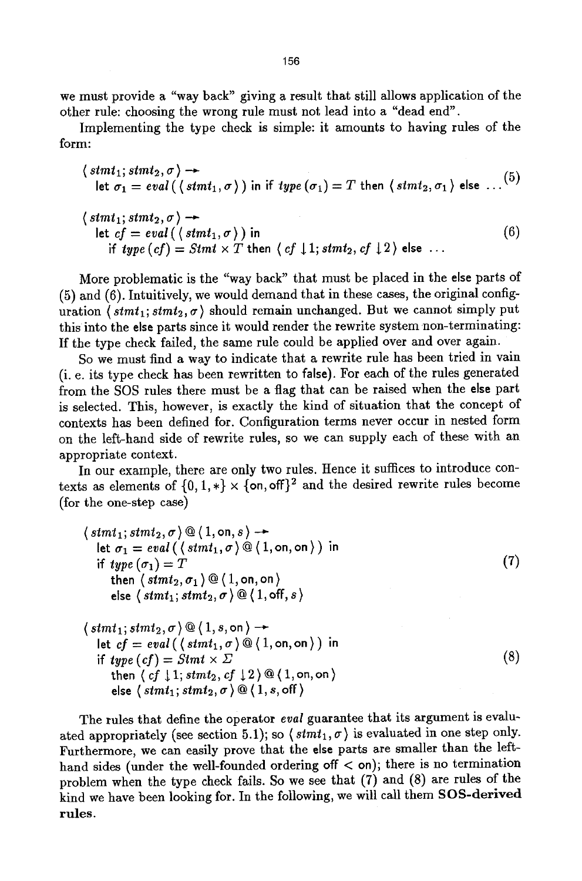we must provide a "way back" giving a result that still allows application of the other rule: choosing the wrong rule must not lead into a "dead end".

Implementing the type check is simple: it amounts to having rules of the form:

$$\begin{aligned}&\langle\, \mathit{stmt}_1; \mathit{stmt}_2, \sigma \,\rangle \twoheadrightarrow \\ &\quad \text{let } \sigma_1 = \mathit{eval}(\langle\, \mathit{stmt}_1, \sigma \,\rangle) \text{ in if } \mathit{type}(\sigma_1) = T \text{ then } \langle\, \mathit{stmt}_2, \sigma_1 \,\rangle \text{ else } \ldots\end{aligned} \tag{5}$$

$$\begin{aligned}&\langle\, \mathit{stmt}_1; \mathit{stmt}_2, \sigma \,\rangle \twoheadrightarrow \\ &\quad \text{let } \mathit{cf} = \mathit{eval}(\langle\, \mathit{stmt}_1, \sigma \,\rangle) \text{ in} \\ &\quad\quad \text{if } \mathit{type}(\mathit{cf}) = \mathit{Stmt} \times T \text{ then } \langle\, \mathit{cf} \downarrow 1; \mathit{stmt}_2, \mathit{cf} \downarrow 2 \,\rangle \text{ else } \ldots\end{aligned} \tag{6}$$

More problematic is the "way back" that must be placed in the else parts of (5) and (6). Intuitively, we would demand that in these cases, the original configuration $\langle\, \mathit{stmt}_1; \mathit{stmt}_2, \sigma \,\rangle$ should remain unchanged. But we cannot simply put this into the else parts since it would render the rewrite system non-terminating: If the type check failed, the same rule could be applied over and over again.

So we must find a way to indicate that a rewrite rule has been tried in vain (i. e. its type check has been rewritten to false). For each of the rules generated from the SOS rules there must be a flag that can be raised when the else part is selected. This, however, is exactly the kind of situation that the concept of contexts has been defined for. Configuration terms never occur in nested form on the left-hand side of rewrite rules, so we can supply each of these with an appropriate context.

In our example, there are only two rules. Hence it suffices to introduce contexts as elements of $\{0, 1, *\} \times \{\text{on}, \text{off}\}^2$ and the desired rewrite rules become (for the one-step case)

$$\begin{aligned}&\langle\, \mathit{stmt}_1; \mathit{stmt}_2, \sigma \,\rangle @ \langle\, 1, \text{on}, s \,\rangle \twoheadrightarrow \\ &\quad \text{let } \sigma_1 = \mathit{eval}(\langle\, \mathit{stmt}_1, \sigma \,\rangle @ \langle\, 1, \text{on}, \text{on} \,\rangle) \text{ in} \\ &\quad \text{if } \mathit{type}(\sigma_1) = T \\ &\quad\quad \text{then } \langle\, \mathit{stmt}_2, \sigma_1 \,\rangle @ \langle\, 1, \text{on}, \text{on} \,\rangle \\ &\quad\quad \text{else } \langle\, \mathit{stmt}_1; \mathit{stmt}_2, \sigma \,\rangle @ \langle\, 1, \text{off}, s \,\rangle\end{aligned} \tag{7}$$

$$\begin{aligned}&\langle\, \mathit{stmt}_1; \mathit{stmt}_2, \sigma \,\rangle @ \langle\, 1, s, \text{on} \,\rangle \twoheadrightarrow \\ &\quad \text{let } \mathit{cf} = \mathit{eval}(\langle\, \mathit{stmt}_1, \sigma \,\rangle @ \langle\, 1, \text{on}, \text{on} \,\rangle) \text{ in} \\ &\quad \text{if } \mathit{type}(\mathit{cf}) = \mathit{Stmt} \times \Sigma \\ &\quad\quad \text{then } \langle\, \mathit{cf} \downarrow 1; \mathit{stmt}_2, \mathit{cf} \downarrow 2 \,\rangle @ \langle\, 1, \text{on}, \text{on} \,\rangle \\ &\quad\quad \text{else } \langle\, \mathit{stmt}_1; \mathit{stmt}_2, \sigma \,\rangle @ \langle\, 1, s, \text{off} \,\rangle\end{aligned} \tag{8}$$

The rules that define the operator *eval* guarantee that its argument is evaluated appropriately (see section 5.1); so $\langle\, \mathit{stmt}_1, \sigma \,\rangle$ is evaluated in one step only. Furthermore, we can easily prove that the else parts are smaller than the left-hand sides (under the well-founded ordering off < on); there is no termination problem when the type check fails. So we see that (7) and (8) are rules of the kind we have been looking for. In the following, we will call them **SOS-derived rules**.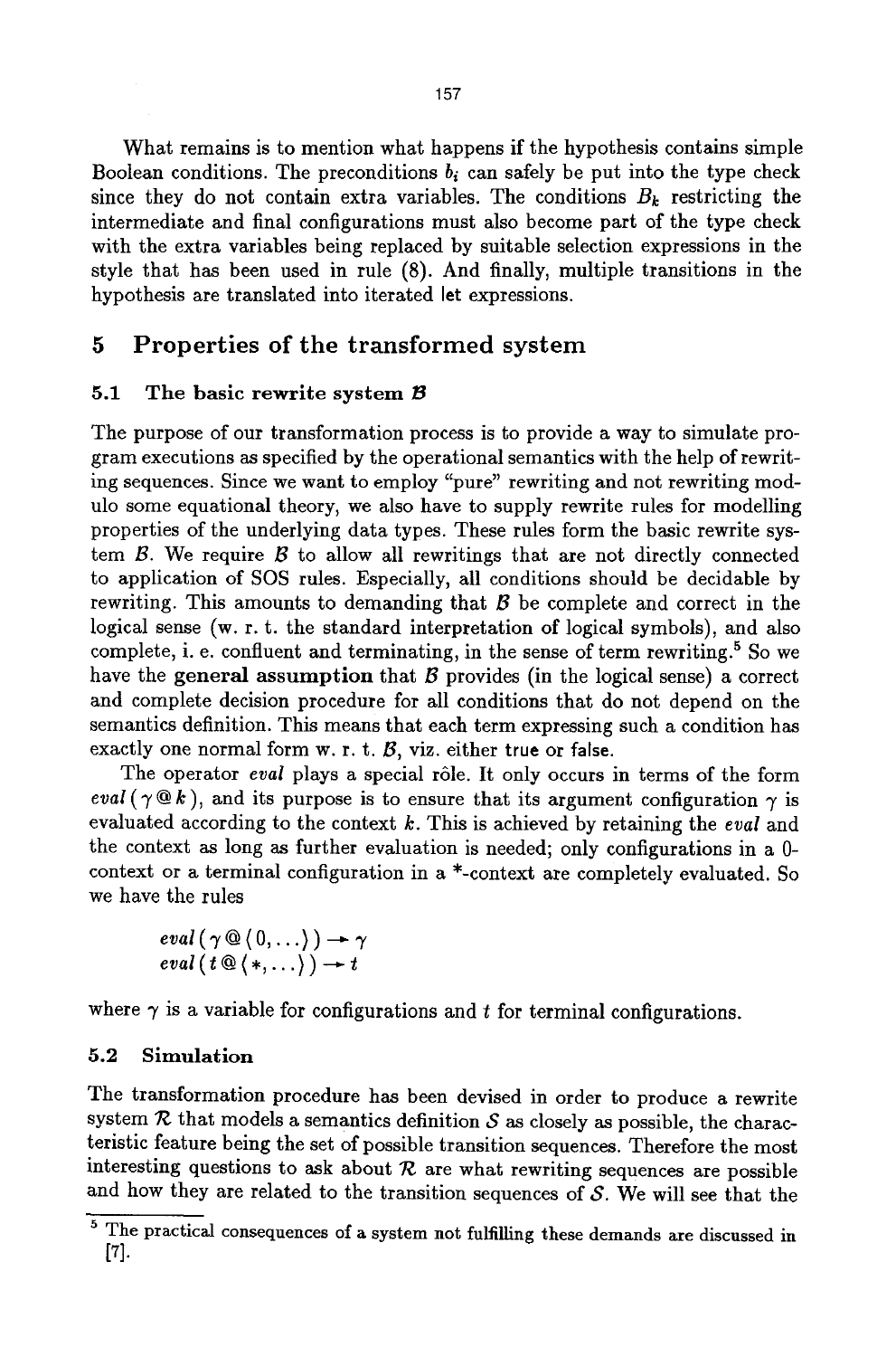What remains is to mention what happens if the hypothesis contains simple Boolean conditions. The preconditions $b_i$ can safely be put into the type check since they do not contain extra variables. The conditions $B_k$ restricting the intermediate and final configurations must also become part of the type check with the extra variables being replaced by suitable selection expressions in the style that has been used in rule (8). And finally, multiple transitions in the hypothesis are translated into iterated let expressions.

## 5 Properties of the transformed system

### 5.1 The basic rewrite system $\mathcal{B}$

The purpose of our transformation process is to provide a way to simulate program executions as specified by the operational semantics with the help of rewriting sequences. Since we want to employ "pure" rewriting and not rewriting modulo some equational theory, we also have to supply rewrite rules for modelling properties of the underlying data types. These rules form the basic rewrite system $\mathcal{B}$. We require $\mathcal{B}$ to allow all rewritings that are not directly connected to application of SOS rules. Especially, all conditions should be decidable by rewriting. This amounts to demanding that $\mathcal{B}$ be complete and correct in the logical sense (w. r. t. the standard interpretation of logical symbols), and also complete, i. e. confluent and terminating, in the sense of term rewriting.[5] So we have the **general assumption** that $\mathcal{B}$ provides (in the logical sense) a correct and complete decision procedure for all conditions that do not depend on the semantics definition. This means that each term expressing such a condition has exactly one normal form w. r. t. $\mathcal{B}$, viz. either true or false.

The operator *eval* plays a special rôle. It only occurs in terms of the form $eval(\gamma @ k)$, and its purpose is to ensure that its argument configuration $\gamma$ is evaluated according to the context $k$. This is achieved by retaining the *eval* and the context as long as further evaluation is needed; only configurations in a 0-context or a terminal configuration in a *-context are completely evaluated. So we have the rules

$$eval(\gamma @ \langle 0, \ldots \rangle) \rightarrow \gamma$$
$$eval(t @ \langle *, \ldots \rangle) \rightarrow t$$

where $\gamma$ is a variable for configurations and $t$ for terminal configurations.

### 5.2 Simulation

The transformation procedure has been devised in order to produce a rewrite system $\mathcal{R}$ that models a semantics definition $\mathcal{S}$ as closely as possible, the characteristic feature being the set of possible transition sequences. Therefore the most interesting questions to ask about $\mathcal{R}$ are what rewriting sequences are possible and how they are related to the transition sequences of $\mathcal{S}$. We will see that the

[5] The practical consequences of a system not fulfilling these demands are discussed in [7].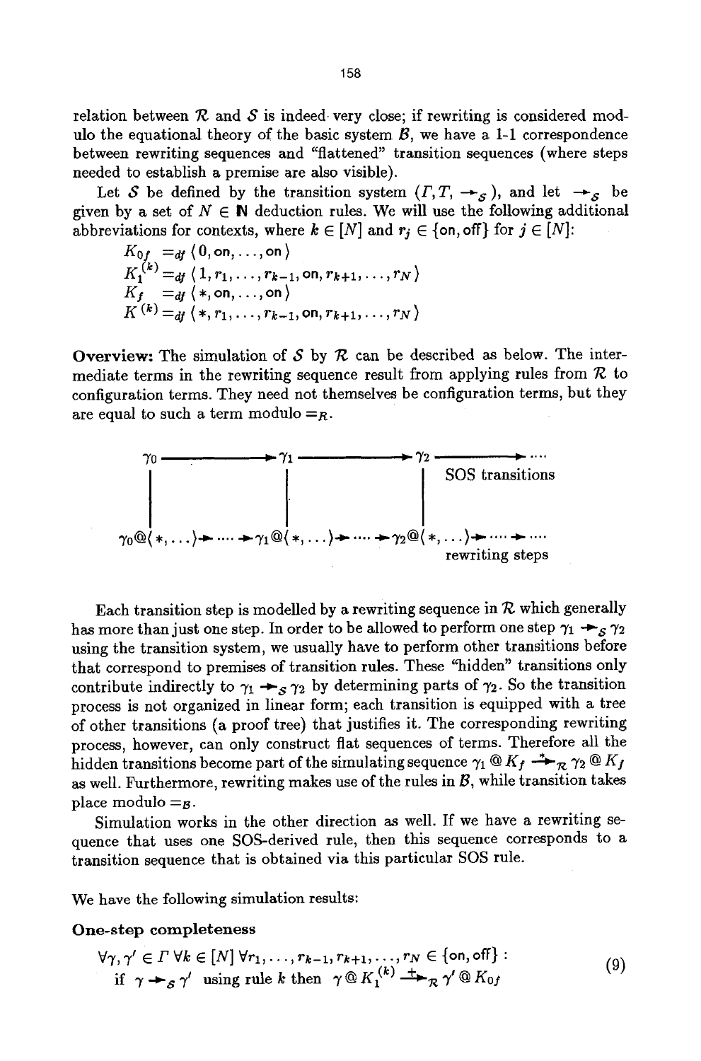relation between $\mathcal{R}$ and $\mathcal{S}$ is indeed very close; if rewriting is considered modulo the equational theory of the basic system $\mathcal{B}$, we have a 1-1 correspondence between rewriting sequences and "flattened" transition sequences (where steps needed to establish a premise are also visible).

Let $\mathcal{S}$ be defined by the transition system $(\Gamma, T, \twoheadrightarrow_{\mathcal{S}})$, and let $\twoheadrightarrow_{\mathcal{S}}$ be given by a set of $N \in \mathbb{N}$ deduction rules. We will use the following additional abbreviations for contexts, where $k \in [N]$ and $r_j \in \{\text{on}, \text{off}\}$ for $j \in [N]$:

$$
\begin{aligned}
K_{0f} &=_{df} \langle\, 0, \text{on}, \ldots, \text{on} \,\rangle \\
K_1^{(k)} &=_{df} \langle\, 1, r_1, \ldots, r_{k-1}, \text{on}, r_{k+1}, \ldots, r_N \,\rangle \\
K_f &=_{df} \langle\, *, \text{on}, \ldots, \text{on} \,\rangle \\
K^{(k)} &=_{df} \langle\, *, r_1, \ldots, r_{k-1}, \text{on}, r_{k+1}, \ldots, r_N \,\rangle
\end{aligned}
$$

**Overview:** The simulation of $\mathcal{S}$ by $\mathcal{R}$ can be described as below. The intermediate terms in the rewriting sequence result from applying rules from $\mathcal{R}$ to configuration terms. They need not themselves be configuration terms, but they are equal to such a term modulo $=_R$.

$$
\begin{array}{ccccccc}
\gamma_0 & \longrightarrow & \gamma_1 & \longrightarrow & \gamma_2 & \longrightarrow \cdots & \text{SOS transitions} \\
| & & | & & | & & \\
\gamma_0 @\langle *, \ldots\rangle \twoheadrightarrow \cdots & \twoheadrightarrow & \gamma_1 @\langle *, \ldots\rangle \twoheadrightarrow \cdots & \twoheadrightarrow & \gamma_2 @\langle *, \ldots\rangle \twoheadrightarrow \cdots \twoheadrightarrow \cdots & & \text{rewriting steps}
\end{array}
$$

Each transition step is modelled by a rewriting sequence in $\mathcal{R}$ which generally has more than just one step. In order to be allowed to perform one step $\gamma_1 \twoheadrightarrow_{\mathcal{S}} \gamma_2$ using the transition system, we usually have to perform other transitions before that correspond to premises of transition rules. These "hidden" transitions only contribute indirectly to $\gamma_1 \twoheadrightarrow_{\mathcal{S}} \gamma_2$ by determining parts of $\gamma_2$. So the transition process is not organized in linear form; each transition is equipped with a tree of other transitions (a proof tree) that justifies it. The corresponding rewriting process, however, can only construct flat sequences of terms. Therefore all the hidden transitions become part of the simulating sequence $\gamma_1 @ K_f \overset{*}{\twoheadrightarrow}_{\mathcal{R}} \gamma_2 @ K_f$ as well. Furthermore, rewriting makes use of the rules in $\mathcal{B}$, while transition takes place modulo $=_{\mathcal{B}}$.

Simulation works in the other direction as well. If we have a rewriting sequence that uses one SOS-derived rule, then this sequence corresponds to a transition sequence that is obtained via this particular SOS rule.

We have the following simulation results:

**One-step completeness**

$$
\begin{aligned}
&\forall \gamma, \gamma' \in \Gamma\ \forall k \in [N]\ \forall r_1, \ldots, r_{k-1}, r_{k+1}, \ldots, r_N \in \{\text{on}, \text{off}\} : \\
&\quad \text{if } \gamma \twoheadrightarrow_{\mathcal{S}} \gamma' \text{ using rule } k \text{ then } \gamma @ K_1^{(k)} \overset{+}{\twoheadrightarrow}_{\mathcal{R}} \gamma' @ K_{0f}
\end{aligned}
\tag{9}
$$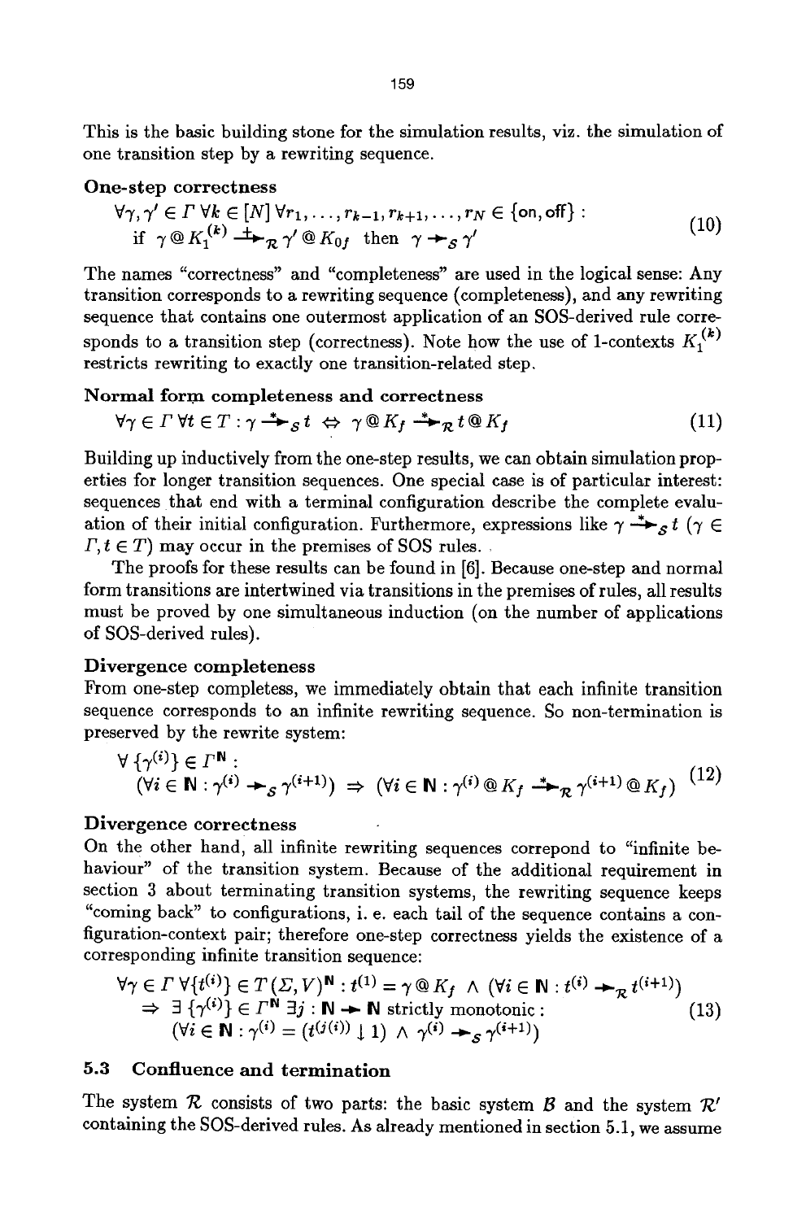This is the basic building stone for the simulation results, viz. the simulation of one transition step by a rewriting sequence.

**One-step correctness**

$$\begin{array}{l}\forall \gamma, \gamma' \in \Gamma \; \forall k \in [N] \; \forall r_1, \ldots, r_{k-1}, r_{k+1}, \ldots, r_N \in \{\mathsf{on}, \mathsf{off}\} : \\ \quad \text{if } \; \gamma \,@\, K_1^{(k)} \xrightarrow{+}_{\mathcal{R}} \gamma' \,@\, K_{0f} \; \text{ then } \; \gamma \twoheadrightarrow_{\mathcal{S}} \gamma' \end{array} \tag{10}$$

The names "correctness" and "completeness" are used in the logical sense: Any transition corresponds to a rewriting sequence (completeness), and any rewriting sequence that contains one outermost application of an SOS-derived rule corresponds to a transition step (correctness). Note how the use of 1-contexts $K_1^{(k)}$ restricts rewriting to exactly one transition-related step.

**Normal form completeness and correctness**

$$\forall \gamma \in \Gamma \; \forall t \in T : \gamma \xrightarrow{*}_{\mathcal{S}} t \;\Leftrightarrow\; \gamma \,@\, K_f \xrightarrow{*}_{\mathcal{R}} t \,@\, K_f \tag{11}$$

Building up inductively from the one-step results, we can obtain simulation properties for longer transition sequences. One special case is of particular interest: sequences that end with a terminal configuration describe the complete evaluation of their initial configuration. Furthermore, expressions like $\gamma \xrightarrow{*}_{\mathcal{S}} t$ ($\gamma \in \Gamma, t \in T$) may occur in the premises of SOS rules.

The proofs for these results can be found in [6]. Because one-step and normal form transitions are intertwined via transitions in the premises of rules, all results must be proved by one simultaneous induction (on the number of applications of SOS-derived rules).

**Divergence completeness**

From one-step completess, we immediately obtain that each infinite transition sequence corresponds to an infinite rewriting sequence. So non-termination is preserved by the rewrite system:

$$\begin{array}{l}\forall \{\gamma^{(i)}\} \in \Gamma^{\mathbb{N}} : \\ \quad (\forall i \in \mathbb{N} : \gamma^{(i)} \twoheadrightarrow_{\mathcal{S}} \gamma^{(i+1)}) \;\Rightarrow\; (\forall i \in \mathbb{N} : \gamma^{(i)} \,@\, K_f \xrightarrow{*}_{\mathcal{R}} \gamma^{(i+1)} \,@\, K_f)\end{array} \tag{12}$$

**Divergence correctness**

On the other hand, all infinite rewriting sequences correpond to "infinite behaviour" of the transition system. Because of the additional requirement in section 3 about terminating transition systems, the rewriting sequence keeps "coming back" to configurations, i. e. each tail of the sequence contains a configuration-context pair; therefore one-step correctness yields the existence of a corresponding infinite transition sequence:

$$\begin{array}{l}\forall \gamma \in \Gamma \; \forall \{t^{(i)}\} \in T(\Sigma, V)^{\mathbb{N}} : t^{(1)} = \gamma \,@\, K_f \;\wedge\; (\forall i \in \mathbb{N} : t^{(i)} \twoheadrightarrow_{\mathcal{R}} t^{(i+1)}) \\ \quad \Rightarrow \; \exists \, \{\gamma^{(i)}\} \in \Gamma^{\mathbb{N}} \; \exists j : \mathbb{N} \twoheadrightarrow \mathbb{N} \text{ strictly monotonic} : \\ \quad\quad (\forall i \in \mathbb{N} : \gamma^{(i)} = (t^{(j(i))} \downarrow 1) \;\wedge\; \gamma^{(i)} \twoheadrightarrow_{\mathcal{S}} \gamma^{(i+1)})\end{array} \tag{13}$$

### 5.3 Confluence and termination

The system $\mathcal{R}$ consists of two parts: the basic system $\mathcal{B}$ and the system $\mathcal{R}'$ containing the SOS-derived rules. As already mentioned in section 5.1, we assume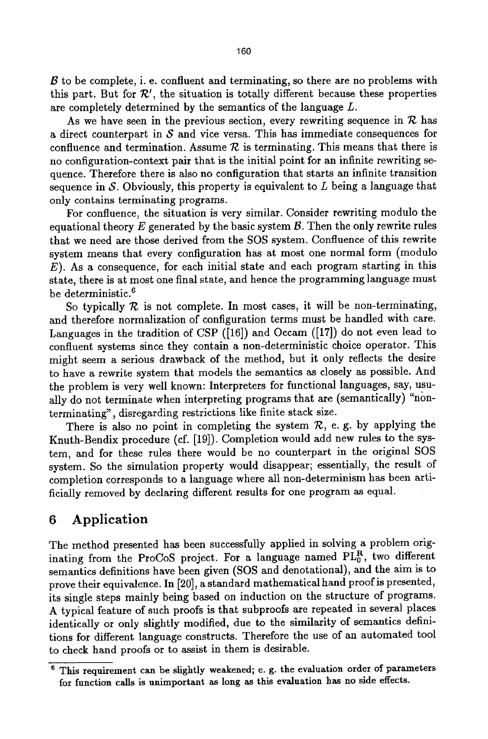$\mathcal{B}$ to be complete, i. e. confluent and terminating, so there are no problems with this part. But for $\mathcal{R}'$, the situation is totally different because these properties are completely determined by the semantics of the language $L$.

As we have seen in the previous section, every rewriting sequence in $\mathcal{R}$ has a direct counterpart in $\mathcal{S}$ and vice versa. This has immediate consequences for confluence and termination. Assume $\mathcal{R}$ is terminating. This means that there is no configuration-context pair that is the initial point for an infinite rewriting sequence. Therefore there is also no configuration that starts an infinite transition sequence in $\mathcal{S}$. Obviously, this property is equivalent to $L$ being a language that only contains terminating programs.

For confluence, the situation is very similar. Consider rewriting modulo the equational theory $E$ generated by the basic system $\mathcal{B}$. Then the only rewrite rules that we need are those derived from the SOS system. Confluence of this rewrite system means that every configuration has at most one normal form (modulo $E$). As a consequence, for each initial state and each program starting in this state, there is at most one final state, and hence the programming language must be deterministic.[6]

So typically $\mathcal{R}$ is not complete. In most cases, it will be non-terminating, and therefore normalization of configuration terms must be handled with care. Languages in the tradition of CSP ([16]) and Occam ([17]) do not even lead to confluent systems since they contain a non-deterministic choice operator. This might seem a serious drawback of the method, but it only reflects the desire to have a rewrite system that models the semantics as closely as possible. And the problem is very well known: Interpreters for functional languages, say, usually do not terminate when interpreting programs that are (semantically) "non-terminating", disregarding restrictions like finite stack size.

There is also no point in completing the system $\mathcal{R}$, e. g. by applying the Knuth-Bendix procedure (cf. [19]). Completion would add new rules to the system, and for these rules there would be no counterpart in the original SOS system. So the simulation property would disappear; essentially, the result of completion corresponds to a language where all non-determinism has been artificially removed by declaring different results for one program as equal.

# 6 Application

The method presented has been successfully applied in solving a problem originating from the ProCoS project. For a language named $\mathrm{PL}_0^{\mathrm{R}}$, two different semantics definitions have been given (SOS and denotational), and the aim is to prove their equivalence. In [20], a standard mathematical hand proof is presented, its single steps mainly being based on induction on the structure of programs. A typical feature of such proofs is that subproofs are repeated in several places identically or only slightly modified, due to the similarity of semantics definitions for different language constructs. Therefore the use of an automated tool to check hand proofs or to assist in them is desirable.

[6] This requirement can be slightly weakened; e. g. the evaluation order of parameters for function calls is unimportant as long as this evaluation has no side effects.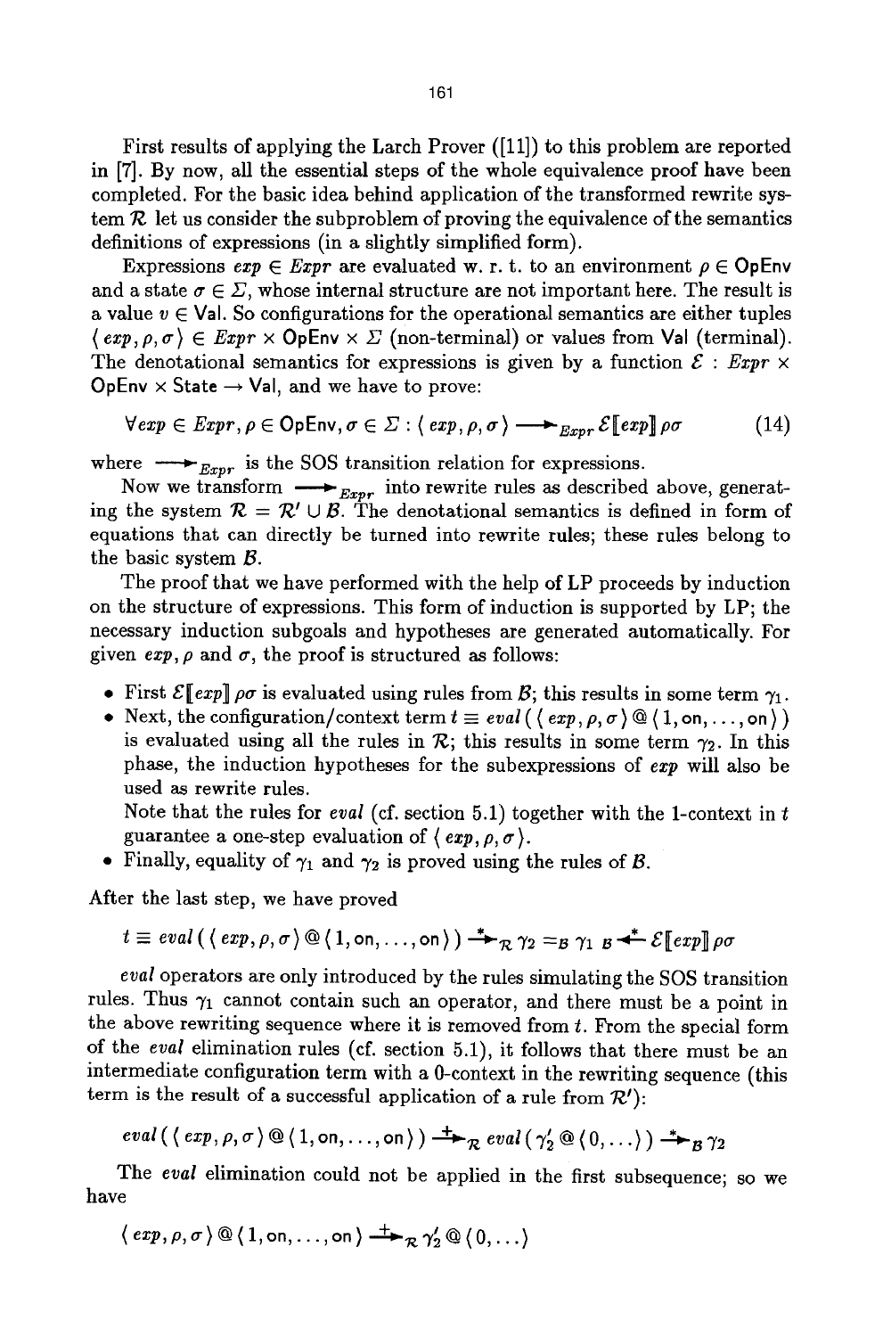First results of applying the Larch Prover ([11]) to this problem are reported in [7]. By now, all the essential steps of the whole equivalence proof have been completed. For the basic idea behind application of the transformed rewrite system $\mathcal{R}$ let us consider the subproblem of proving the equivalence of the semantics definitions of expressions (in a slightly simplified form).

Expressions $exp \in Expr$ are evaluated w. r. t. to an environment $\rho \in \mathsf{OpEnv}$ and a state $\sigma \in \Sigma$, whose internal structure are not important here. The result is a value $v \in \mathsf{Val}$. So configurations for the operational semantics are either tuples $\langle\, exp, \rho, \sigma \,\rangle \in Expr \times \mathsf{OpEnv} \times \Sigma$ (non-terminal) or values from $\mathsf{Val}$ (terminal). The denotational semantics for expressions is given by a function $\mathcal{E} : Expr \times \mathsf{OpEnv} \times \mathsf{State} \rightarrow \mathsf{Val}$, and we have to prove:

$$\forall exp \in Expr, \rho \in \mathsf{OpEnv}, \sigma \in \Sigma : \langle\, exp, \rho, \sigma \,\rangle \longrightarrow_{Expr} \mathcal{E}[\![exp]\!]\,\rho\sigma \tag{14}$$

where $\longrightarrow_{Expr}$ is the SOS transition relation for expressions.

Now we transform $\longrightarrow_{Expr}$ into rewrite rules as described above, generating the system $\mathcal{R} = \mathcal{R}' \cup \mathcal{B}$. The denotational semantics is defined in form of equations that can directly be turned into rewrite rules; these rules belong to the basic system $\mathcal{B}$.

The proof that we have performed with the help of LP proceeds by induction on the structure of expressions. This form of induction is supported by LP; the necessary induction subgoals and hypotheses are generated automatically. For given $exp$, $\rho$ and $\sigma$, the proof is structured as follows:

- First $\mathcal{E}[\![exp]\!]\,\rho\sigma$ is evaluated using rules from $\mathcal{B}$; this results in some term $\gamma_1$.
- Next, the configuration/context term $t \equiv eval\,(\,\langle\, exp, \rho, \sigma \,\rangle \,@\, \langle\, 1, \mathsf{on}, \ldots, \mathsf{on} \,\rangle\,)$ is evaluated using all the rules in $\mathcal{R}$; this results in some term $\gamma_2$. In this phase, the induction hypotheses for the subexpressions of $exp$ will also be used as rewrite rules.

  Note that the rules for $eval$ (cf. section 5.1) together with the 1-context in $t$ guarantee a one-step evaluation of $\langle\, exp, \rho, \sigma \,\rangle$.
- Finally, equality of $\gamma_1$ and $\gamma_2$ is proved using the rules of $\mathcal{B}$.

After the last step, we have proved

$$t \equiv eval\,(\,\langle\, exp, \rho, \sigma \,\rangle \,@\, \langle\, 1, \mathsf{on}, \ldots, \mathsf{on} \,\rangle\,) \xrightarrow{*}_{\mathcal{R}} \gamma_2 =_{\mathcal{B}} \gamma_1 \;{}_{\mathcal{B}}\!\xleftarrow{*} \mathcal{E}[\![exp]\!]\,\rho\sigma$$

$eval$ operators are only introduced by the rules simulating the SOS transition rules. Thus $\gamma_1$ cannot contain such an operator, and there must be a point in the above rewriting sequence where it is removed from $t$. From the special form of the $eval$ elimination rules (cf. section 5.1), it follows that there must be an intermediate configuration term with a 0-context in the rewriting sequence (this term is the result of a successful application of a rule from $\mathcal{R}'$):

$$eval\,(\,\langle\, exp, \rho, \sigma \,\rangle \,@\, \langle\, 1, \mathsf{on}, \ldots, \mathsf{on} \,\rangle\,) \xrightarrow{+}_{\mathcal{R}} eval\,(\,\gamma_2' \,@\, \langle\, 0, \ldots \rangle\,) \xrightarrow{*}_{\mathcal{B}} \gamma_2$$

The $eval$ elimination could not be applied in the first subsequence; so we have

$$\langle\, exp, \rho, \sigma \,\rangle \,@\, \langle\, 1, \mathsf{on}, \ldots, \mathsf{on} \,\rangle \xrightarrow{+}_{\mathcal{R}} \gamma_2' \,@\, \langle\, 0, \ldots \rangle$$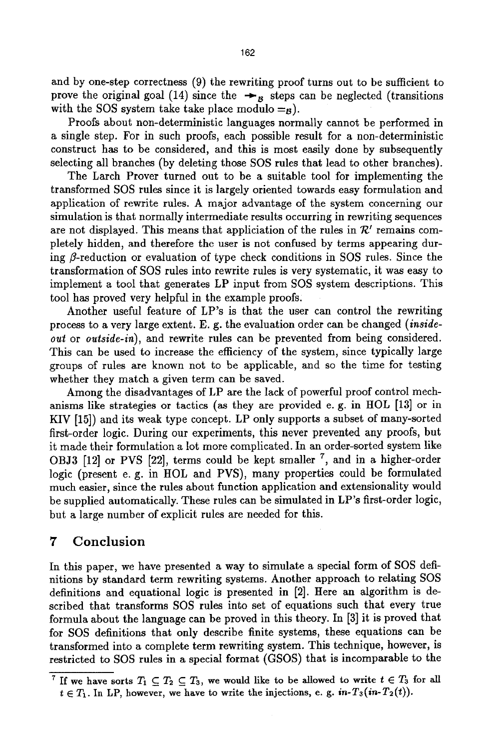and by one-step correctness (9) the rewriting proof turns out to be sufficient to prove the original goal (14) since the $\twoheadrightarrow_{\mathcal{B}}$ steps can be neglected (transitions with the SOS system take take place modulo $=_{\mathcal{B}}$).

Proofs about non-deterministic languages normally cannot be performed in a single step. For in such proofs, each possible result for a non-deterministic construct has to be considered, and this is most easily done by subsequently selecting all branches (by deleting those SOS rules that lead to other branches).

The Larch Prover turned out to be a suitable tool for implementing the transformed SOS rules since it is largely oriented towards easy formulation and application of rewrite rules. A major advantage of the system concerning our simulation is that normally intermediate results occurring in rewriting sequences are not displayed. This means that appliciation of the rules in $\mathcal{R}'$ remains completely hidden, and therefore the user is not confused by terms appearing during $\beta$-reduction or evaluation of type check conditions in SOS rules. Since the transformation of SOS rules into rewrite rules is very systematic, it was easy to implement a tool that generates LP input from SOS system descriptions. This tool has proved very helpful in the example proofs.

Another useful feature of LP's is that the user can control the rewriting process to a very large extent. E. g. the evaluation order can be changed (*inside-out* or *outside-in*), and rewrite rules can be prevented from being considered. This can be used to increase the efficiency of the system, since typically large groups of rules are known not to be applicable, and so the time for testing whether they match a given term can be saved.

Among the disadvantages of LP are the lack of powerful proof control mechanisms like strategies or tactics (as they are provided e. g. in HOL [13] or in KIV [15]) and its weak type concept. LP only supports a subset of many-sorted first-order logic. During our experiments, this never prevented any proofs, but it made their formulation a lot more complicated. In an order-sorted system like OBJ3 [12] or PVS [22], terms could be kept smaller [7], and in a higher-order logic (present e. g. in HOL and PVS), many properties could be formulated much easier, since the rules about function application and extensionality would be supplied automatically. These rules can be simulated in LP's first-order logic, but a large number of explicit rules are needed for this.

## 7 Conclusion

In this paper, we have presented a way to simulate a special form of SOS definitions by standard term rewriting systems. Another approach to relating SOS definitions and equational logic is presented in [2]. Here an algorithm is described that transforms SOS rules into set of equations such that every true formula about the language can be proved in this theory. In [3] it is proved that for SOS definitions that only describe finite systems, these equations can be transformed into a complete term rewriting system. This technique, however, is restricted to SOS rules in a special format (GSOS) that is incomparable to the

[7] If we have sorts $T_1 \subseteq T_2 \subseteq T_3$, we would like to be allowed to write $t \in T_3$ for all $t \in T_1$. In LP, however, we have to write the injections, e. g. *in-*$T_3$(*in-*$T_2(t)$).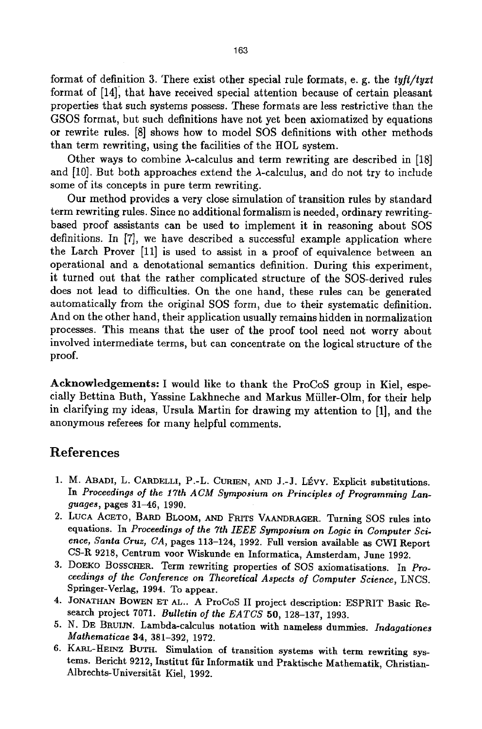format of definition 3. There exist other special rule formats, e. g. the *tyft/tyxt* format of [14], that have received special attention because of certain pleasant properties that such systems possess. These formats are less restrictive than the GSOS format, but such definitions have not yet been axiomatized by equations or rewrite rules. [8] shows how to model SOS definitions with other methods than term rewriting, using the facilities of the HOL system.

Other ways to combine $\lambda$-calculus and term rewriting are described in [18] and [10]. But both approaches extend the $\lambda$-calculus, and do not try to include some of its concepts in pure term rewriting.

Our method provides a very close simulation of transition rules by standard term rewriting rules. Since no additional formalism is needed, ordinary rewriting-based proof assistants can be used to implement it in reasoning about SOS definitions. In [7], we have described a successful example application where the Larch Prover [11] is used to assist in a proof of equivalence between an operational and a denotational semantics definition. During this experiment, it turned out that the rather complicated structure of the SOS-derived rules does not lead to difficulties. On the one hand, these rules can be generated automatically from the original SOS form, due to their systematic definition. And on the other hand, their application usually remains hidden in normalization processes. This means that the user of the proof tool need not worry about involved intermediate terms, but can concentrate on the logical structure of the proof.

**Acknowledgements:** I would like to thank the ProCoS group in Kiel, especially Bettina Buth, Yassine Lakhneche and Markus Müller-Olm, for their help in clarifying my ideas, Ursula Martin for drawing my attention to [1], and the anonymous referees for many helpful comments.

## References

1. M. Abadi, L. Cardelli, P.-L. Curien, and J.-J. Lévy. Explicit substitutions. In *Proceedings of the 17th ACM Symposium on Principles of Programming Languages*, pages 31–46, 1990.
2. Luca Aceto, Bard Bloom, and Frits Vaandrager. Turning SOS rules into equations. In *Proceedings of the 7th IEEE Symposium on Logic in Computer Science, Santa Cruz, CA*, pages 113–124, 1992. Full version available as CWI Report CS-R 9218, Centrum voor Wiskunde en Informatica, Amsterdam, June 1992.
3. Doeko Bosscher. Term rewriting properties of SOS axiomatisations. In *Proceedings of the Conference on Theoretical Aspects of Computer Science*, LNCS. Springer-Verlag, 1994. To appear.
4. Jonathan Bowen et al.. A ProCoS II project description: ESPRIT Basic Research project 7071. *Bulletin of the EATCS* **50**, 128–137, 1993.
5. N. De Bruijn. Lambda-calculus notation with nameless dummies. *Indagationes Mathematicae* **34**, 381–392, 1972.
6. Karl-Heinz Buth. Simulation of transition systems with term rewriting systems. Bericht 9212, Institut für Informatik und Praktische Mathematik, Christian-Albrechts-Universität Kiel, 1992.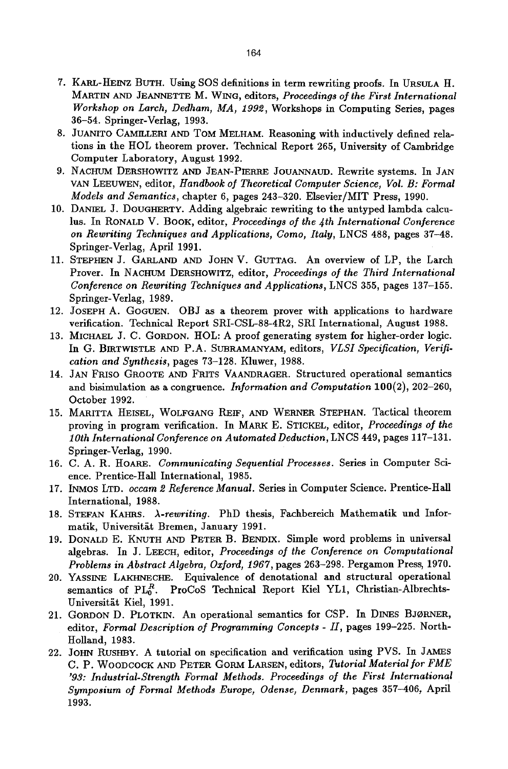7. Karl-Heinz Buth. Using SOS definitions in term rewriting proofs. In Ursula H. Martin and Jeannette M. Wing, editors, *Proceedings of the First International Workshop on Larch, Dedham, MA, 1992*, Workshops in Computing Series, pages 36–54. Springer-Verlag, 1993.
8. Juanito Camilleri and Tom Melham. Reasoning with inductively defined relations in the HOL theorem prover. Technical Report 265, University of Cambridge Computer Laboratory, August 1992.
9. Nachum Dershowitz and Jean-Pierre Jouannaud. Rewrite systems. In Jan van Leeuwen, editor, *Handbook of Theoretical Computer Science, Vol. B: Formal Models and Semantics*, chapter 6, pages 243–320. Elsevier/MIT Press, 1990.
10. Daniel J. Dougherty. Adding algebraic rewriting to the untyped lambda calculus. In Ronald V. Book, editor, *Proceedings of the 4th International Conference on Rewriting Techniques and Applications, Como, Italy*, LNCS 488, pages 37–48. Springer-Verlag, April 1991.
11. Stephen J. Garland and John V. Guttag. An overview of LP, the Larch Prover. In Nachum Dershowitz, editor, *Proceedings of the Third International Conference on Rewriting Techniques and Applications*, LNCS 355, pages 137–155. Springer-Verlag, 1989.
12. Joseph A. Goguen. OBJ as a theorem prover with applications to hardware verification. Technical Report SRI-CSL-88-4R2, SRI International, August 1988.
13. Michael J. C. Gordon. HOL: A proof generating system for higher-order logic. In G. Birtwistle and P.A. Subramanyam, editors, *VLSI Specification, Verification and Synthesis*, pages 73–128. Kluwer, 1988.
14. Jan Friso Groote and Frits Vaandrager. Structured operational semantics and bisimulation as a congruence. *Information and Computation* **100**(2), 202–260, October 1992.
15. Maritta Heisel, Wolfgang Reif, and Werner Stephan. Tactical theorem proving in program verification. In Mark E. Stickel, editor, *Proceedings of the 10th International Conference on Automated Deduction*, LNCS 449, pages 117–131. Springer-Verlag, 1990.
16. C. A. R. Hoare. *Communicating Sequential Processes*. Series in Computer Science. Prentice-Hall International, 1985.
17. Inmos Ltd. *occam 2 Reference Manual*. Series in Computer Science. Prentice-Hall International, 1988.
18. Stefan Kahrs. *$\lambda$-rewriting*. PhD thesis, Fachbereich Mathematik und Informatik, Universität Bremen, January 1991.
19. Donald E. Knuth and Peter B. Bendix. Simple word problems in universal algebras. In J. Leech, editor, *Proceedings of the Conference on Computational Problems in Abstract Algebra, Oxford, 1967*, pages 263–298. Pergamon Press, 1970.
20. Yassine Lakhneche. Equivalence of denotational and structural operational semantics of $\mathrm{PL}_0^R$. ProCoS Technical Report Kiel YL1, Christian-Albrechts-Universität Kiel, 1991.
21. Gordon D. Plotkin. An operational semantics for CSP. In Dines Bjørner, editor, *Formal Description of Programming Concepts - II*, pages 199–225. North-Holland, 1983.
22. John Rushby. A tutorial on specification and verification using PVS. In James C. P. Woodcock and Peter Gorm Larsen, editors, *Tutorial Material for FME '93: Industrial-Strength Formal Methods. Proceedings of the First International Symposium of Formal Methods Europe, Odense, Denmark*, pages 357–406, April 1993.